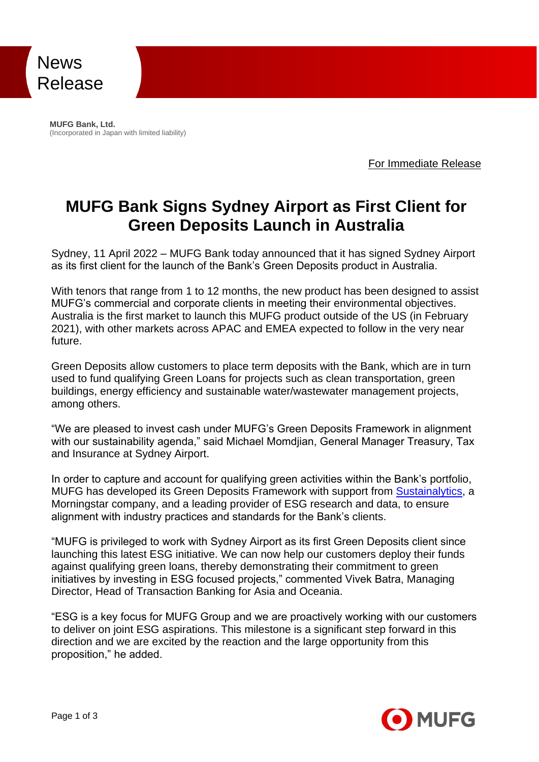News Release

**MUFG Bank, Ltd.**
(Incorporated in Japan with limited liability)

For Immediate Release

# MUFG Bank Signs Sydney Airport as First Client for Green Deposits Launch in Australia

Sydney, 11 April 2022 – MUFG Bank today announced that it has signed Sydney Airport as its first client for the launch of the Bank's Green Deposits product in Australia.

With tenors that range from 1 to 12 months, the new product has been designed to assist MUFG's commercial and corporate clients in meeting their environmental objectives. Australia is the first market to launch this MUFG product outside of the US (in February 2021), with other markets across APAC and EMEA expected to follow in the very near future.

Green Deposits allow customers to place term deposits with the Bank, which are in turn used to fund qualifying Green Loans for projects such as clean transportation, green buildings, energy efficiency and sustainable water/wastewater management projects, among others.

"We are pleased to invest cash under MUFG's Green Deposits Framework in alignment with our sustainability agenda," said Michael Momdjian, General Manager Treasury, Tax and Insurance at Sydney Airport.

In order to capture and account for qualifying green activities within the Bank's portfolio, MUFG has developed its Green Deposits Framework with support from Sustainalytics, a Morningstar company, and a leading provider of ESG research and data, to ensure alignment with industry practices and standards for the Bank's clients.

"MUFG is privileged to work with Sydney Airport as its first Green Deposits client since launching this latest ESG initiative. We can now help our customers deploy their funds against qualifying green loans, thereby demonstrating their commitment to green initiatives by investing in ESG focused projects," commented Vivek Batra, Managing Director, Head of Transaction Banking for Asia and Oceania.

"ESG is a key focus for MUFG Group and we are proactively working with our customers to deliver on joint ESG aspirations. This milestone is a significant step forward in this direction and we are excited by the reaction and the large opportunity from this proposition," he added.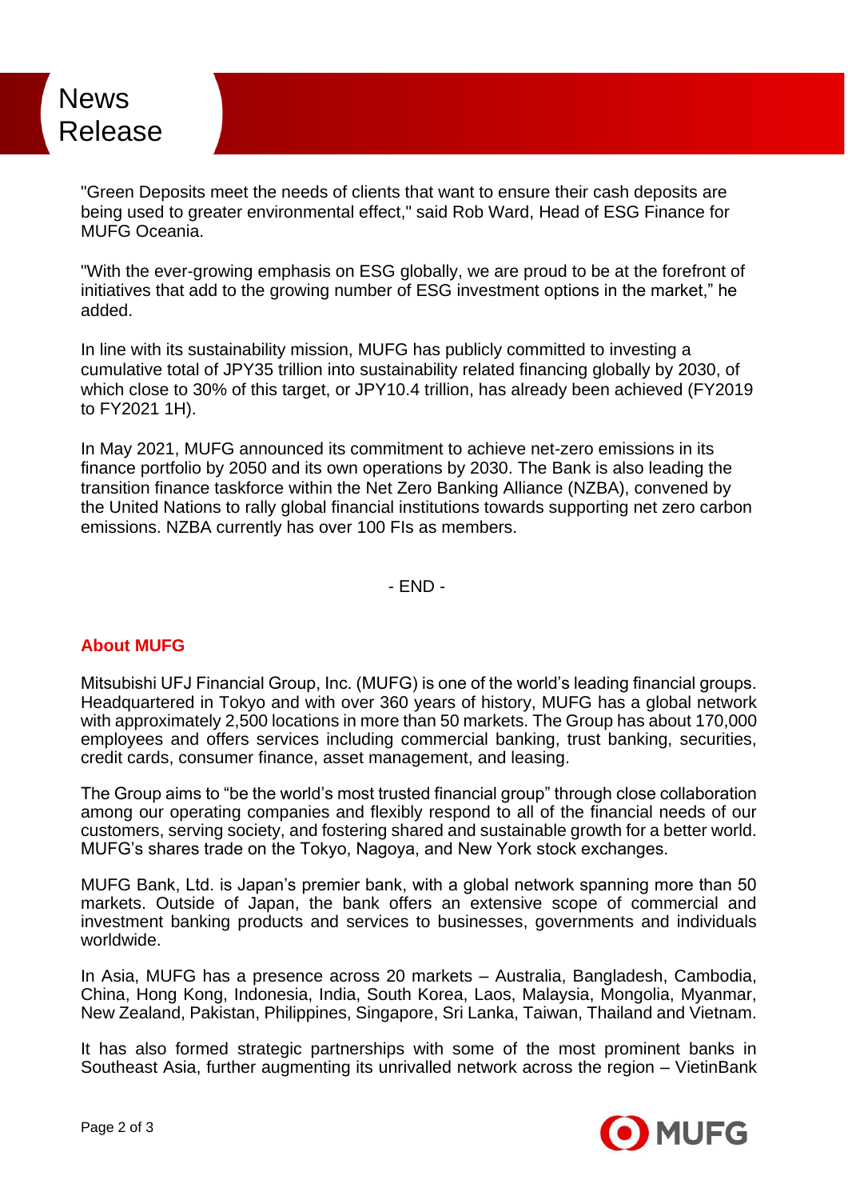"Green Deposits meet the needs of clients that want to ensure their cash deposits are being used to greater environmental effect," said Rob Ward, Head of ESG Finance for MUFG Oceania.

"With the ever-growing emphasis on ESG globally, we are proud to be at the forefront of initiatives that add to the growing number of ESG investment options in the market," he added.

In line with its sustainability mission, MUFG has publicly committed to investing a cumulative total of JPY35 trillion into sustainability related financing globally by 2030, of which close to 30% of this target, or JPY10.4 trillion, has already been achieved (FY2019 to FY2021 1H).

In May 2021, MUFG announced its commitment to achieve net-zero emissions in its finance portfolio by 2050 and its own operations by 2030. The Bank is also leading the transition finance taskforce within the Net Zero Banking Alliance (NZBA), convened by the United Nations to rally global financial institutions towards supporting net zero carbon emissions. NZBA currently has over 100 FIs as members.

- END -

## About MUFG

Mitsubishi UFJ Financial Group, Inc. (MUFG) is one of the world's leading financial groups. Headquartered in Tokyo and with over 360 years of history, MUFG has a global network with approximately 2,500 locations in more than 50 markets. The Group has about 170,000 employees and offers services including commercial banking, trust banking, securities, credit cards, consumer finance, asset management, and leasing.

The Group aims to "be the world's most trusted financial group" through close collaboration among our operating companies and flexibly respond to all of the financial needs of our customers, serving society, and fostering shared and sustainable growth for a better world. MUFG's shares trade on the Tokyo, Nagoya, and New York stock exchanges.

MUFG Bank, Ltd. is Japan's premier bank, with a global network spanning more than 50 markets. Outside of Japan, the bank offers an extensive scope of commercial and investment banking products and services to businesses, governments and individuals worldwide.

In Asia, MUFG has a presence across 20 markets – Australia, Bangladesh, Cambodia, China, Hong Kong, Indonesia, India, South Korea, Laos, Malaysia, Mongolia, Myanmar, New Zealand, Pakistan, Philippines, Singapore, Sri Lanka, Taiwan, Thailand and Vietnam.

It has also formed strategic partnerships with some of the most prominent banks in Southeast Asia, further augmenting its unrivalled network across the region – VietinBank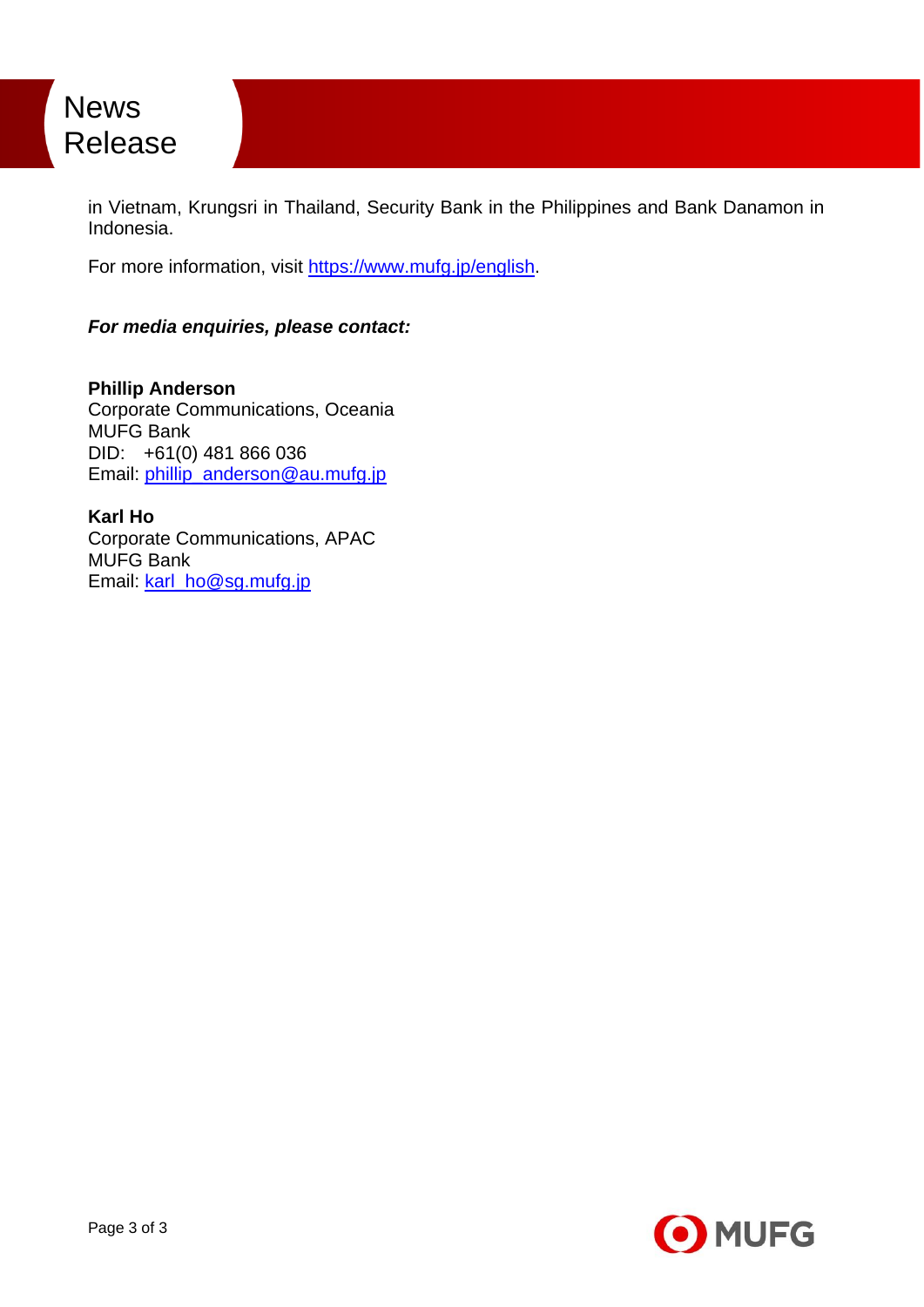in Vietnam, Krungsri in Thailand, Security Bank in the Philippines and Bank Danamon in Indonesia.

For more information, visit https://www.mufg.jp/english.

***For media enquiries, please contact:***

**Phillip Anderson**
Corporate Communications, Oceania
MUFG Bank
DID: +61(0) 481 866 036
Email: phillip_anderson@au.mufg.jp

**Karl Ho**
Corporate Communications, APAC
MUFG Bank
Email: karl_ho@sg.mufg.jp